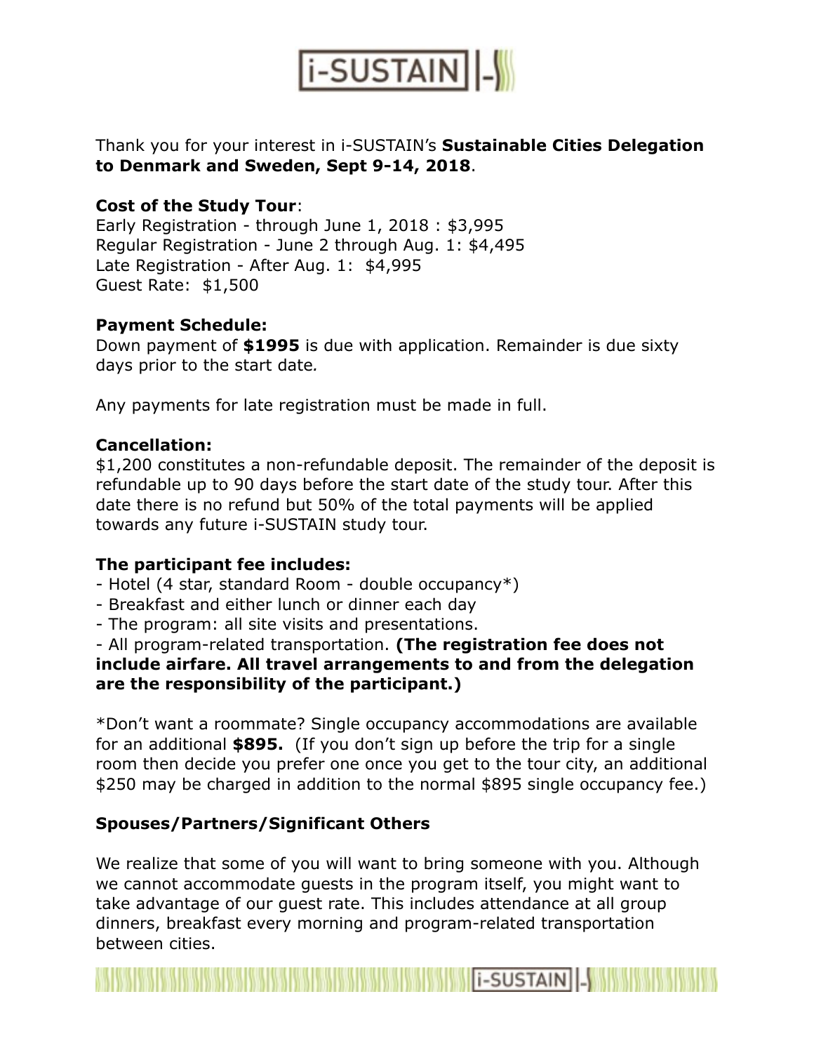Thank you for your interest in i-SUSTAIN's **Sustainable Cities Delegation to Denmark and Sweden, Sept 9-14, 2018**.

**Cost of the Study Tour**:
Early Registration - through June 1, 2018 : $3,995
Regular Registration - June 2 through Aug. 1: $4,495
Late Registration - After Aug. 1: $4,995
Guest Rate: $1,500

**Payment Schedule:**
Down payment of **$1995** is due with application. Remainder is due sixty days prior to the start date.

Any payments for late registration must be made in full.

**Cancellation:**
$1,200 constitutes a non-refundable deposit. The remainder of the deposit is refundable up to 90 days before the start date of the study tour. After this date there is no refund but 50% of the total payments will be applied towards any future i-SUSTAIN study tour.

**The participant fee includes:**
- Hotel (4 star, standard Room - double occupancy*)
- Breakfast and either lunch or dinner each day
- The program: all site visits and presentations.
- All program-related transportation. **(The registration fee does not include airfare. All travel arrangements to and from the delegation are the responsibility of the participant.)**

*Don't want a roommate? Single occupancy accommodations are available for an additional **$895.** (If you don't sign up before the trip for a single room then decide you prefer one once you get to the tour city, an additional $250 may be charged in addition to the normal $895 single occupancy fee.)

**Spouses/Partners/Significant Others**

We realize that some of you will want to bring someone with you. Although we cannot accommodate guests in the program itself, you might want to take advantage of our guest rate. This includes attendance at all group dinners, breakfast every morning and program-related transportation between cities.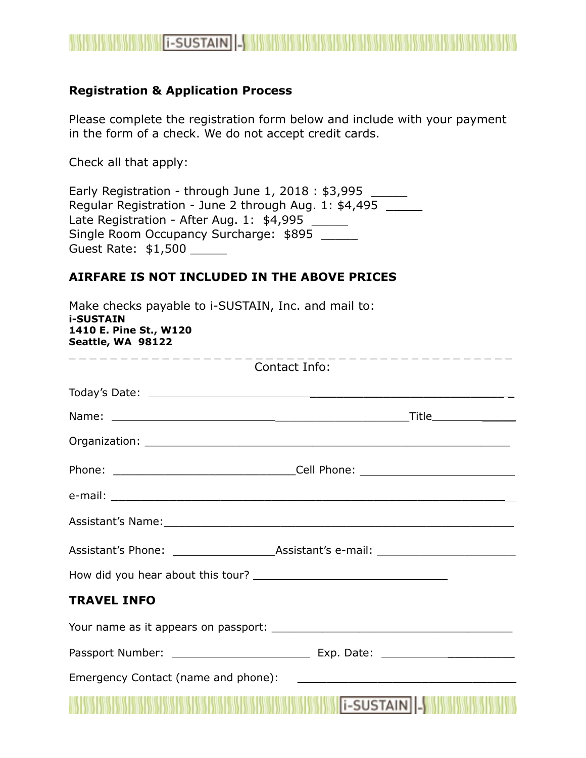## Registration & Application Process

Please complete the registration form below and include with your payment in the form of a check. We do not accept credit cards.

Check all that apply:

Early Registration - through June 1, 2018 : $3,995 _____
Regular Registration - June 2 through Aug. 1: $4,495 _____
Late Registration - After Aug. 1: $4,995 _____
Single Room Occupancy Surcharge: $895 _____
Guest Rate: $1,500 _____

## AIRFARE IS NOT INCLUDED IN THE ABOVE PRICES

Make checks payable to i-SUSTAIN, Inc. and mail to:
**i-SUSTAIN**
**1410 E. Pine St., W120**
**Seattle, WA 98122**

_ _ _ _ _ _ _ _ _ _ _ _ _ _ _ _ _ _ _ _ _ _ _ _ _ _ _ _ _ _ _ _ _ _ _ _ _ _ _ _ _ _

Contact Info:

Today's Date: ____________________________________________

Name: ____________________________________________ Title_____________

Organization: ____________________________________________

Phone: ______________________ Cell Phone: ______________________

e-mail: ____________________________________________

Assistant's Name: ____________________________________________

Assistant's Phone: ______________ Assistant's e-mail: ______________________

How did you hear about this tour? ______________________________

## TRAVEL INFO

Your name as it appears on passport: ______________________________

Passport Number: ____________________ Exp. Date: ____________________

Emergency Contact (name and phone): ______________________________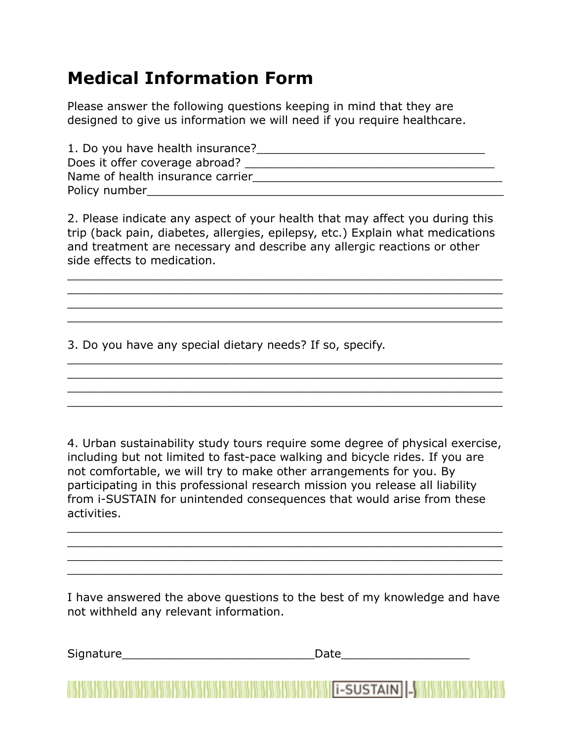# Medical Information Form

Please answer the following questions keeping in mind that they are designed to give us information we will need if you require healthcare.

1. Do you have health insurance?_________________________________
Does it offer coverage abroad? ___________________________________
Name of health insurance carrier___________________________________
Policy number_______________________________________________

2. Please indicate any aspect of your health that may affect you during this trip (back pain, diabetes, allergies, epilepsy, etc.) Explain what medications and treatment are necessary and describe any allergic reactions or other side effects to medication.
__________________________________________________________
__________________________________________________________
__________________________________________________________
__________________________________________________________

3. Do you have any special dietary needs? If so, specify.
__________________________________________________________
__________________________________________________________
__________________________________________________________
__________________________________________________________

4. Urban sustainability study tours require some degree of physical exercise, including but not limited to fast-pace walking and bicycle rides. If you are not comfortable, we will try to make other arrangements for you. By participating in this professional research mission you release all liability from i-SUSTAIN for unintended consequences that would arise from these activities.
__________________________________________________________
__________________________________________________________
__________________________________________________________
__________________________________________________________

I have answered the above questions to the best of my knowledge and have not withheld any relevant information.

Signature__________________________Date_________________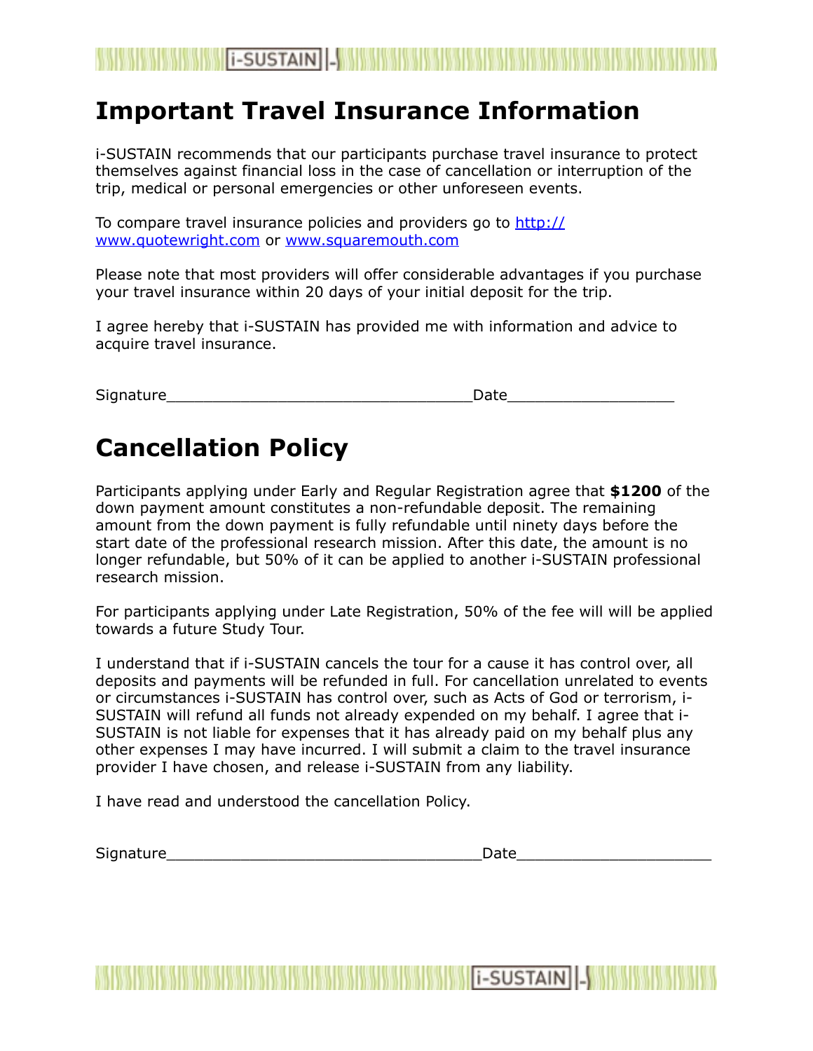# Important Travel Insurance Information

i-SUSTAIN recommends that our participants purchase travel insurance to protect themselves against financial loss in the case of cancellation or interruption of the trip, medical or personal emergencies or other unforeseen events.

To compare travel insurance policies and providers go to [http://www.quotewright.com](http://www.quotewright.com) or [www.squaremouth.com](http://www.squaremouth.com)

Please note that most providers will offer considerable advantages if you purchase your travel insurance within 20 days of your initial deposit for the trip.

I agree hereby that i-SUSTAIN has provided me with information and advice to acquire travel insurance.

Signature_________________________________Date__________________

# Cancellation Policy

Participants applying under Early and Regular Registration agree that **$1200** of the down payment amount constitutes a non-refundable deposit. The remaining amount from the down payment is fully refundable until ninety days before the start date of the professional research mission. After this date, the amount is no longer refundable, but 50% of it can be applied to another i-SUSTAIN professional research mission.

For participants applying under Late Registration, 50% of the fee will will be applied towards a future Study Tour.

I understand that if i-SUSTAIN cancels the tour for a cause it has control over, all deposits and payments will be refunded in full. For cancellation unrelated to events or circumstances i-SUSTAIN has control over, such as Acts of God or terrorism, i-SUSTAIN will refund all funds not already expended on my behalf. I agree that i-SUSTAIN is not liable for expenses that it has already paid on my behalf plus any other expenses I may have incurred. I will submit a claim to the travel insurance provider I have chosen, and release i-SUSTAIN from any liability.

I have read and understood the cancellation Policy.

Signature__________________________________Date_____________________